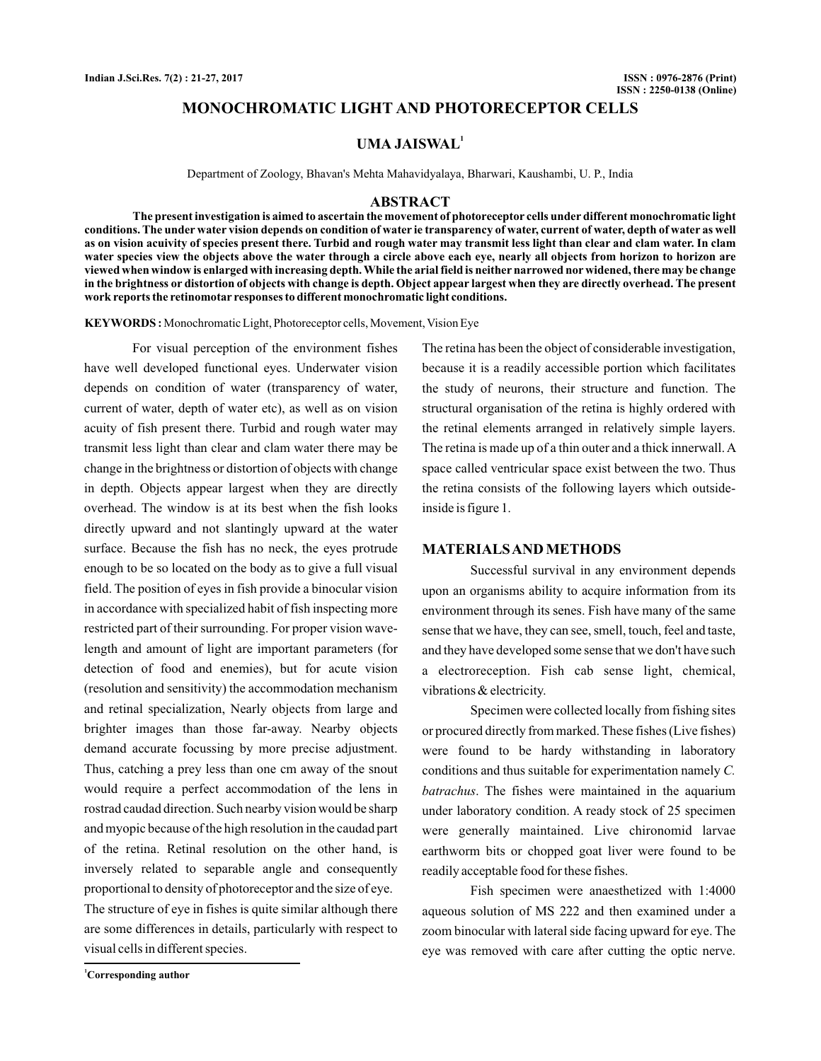# MONOCHROMATIC LIGHT AND PHOTORECEPTOR CELLS

**UMA JAISWAL[1]**

Department of Zoology, Bhavan's Mehta Mahavidyalaya, Bharwari, Kaushambi, U. P., India

## ABSTRACT

**The present investigation is aimed to ascertain the movement of photoreceptor cells under different monochromatic light conditions. The under water vision depends on condition of water ie transparency of water, current of water, depth of water as well as on vision acuivity of species present there. Turbid and rough water may transmit less light than clear and clam water. In clam water species view the objects above the water through a circle above each eye, nearly all objects from horizon to horizon are viewed when window is enlarged with increasing depth. While the arial field is neither narrowed nor widened, there may be change in the brightness or distortion of objects with change is depth. Object appear largest when they are directly overhead. The present work reports the retinomotar responses to different monochromatic light conditions.**

**KEYWORDS :** Monochromatic Light, Photoreceptor cells, Movement, Vision Eye

For visual perception of the environment fishes have well developed functional eyes. Underwater vision depends on condition of water (transparency of water, current of water, depth of water etc), as well as on vision acuity of fish present there. Turbid and rough water may transmit less light than clear and clam water there may be change in the brightness or distortion of objects with change in depth. Objects appear largest when they are directly overhead. The window is at its best when the fish looks directly upward and not slantingly upward at the water surface. Because the fish has no neck, the eyes protrude enough to be so located on the body as to give a full visual field. The position of eyes in fish provide a binocular vision in accordance with specialized habit of fish inspecting more restricted part of their surrounding. For proper vision wave-length and amount of light are important parameters (for detection of food and enemies), but for acute vision (resolution and sensitivity) the accommodation mechanism and retinal specialization, Nearly objects from large and brighter images than those far-away. Nearby objects demand accurate focussing by more precise adjustment. Thus, catching a prey less than one cm away of the snout would require a perfect accommodation of the lens in rostrad caudad direction. Such nearby vision would be sharp and myopic because of the high resolution in the caudad part of the retina. Retinal resolution on the other hand, is inversely related to separable angle and consequently proportional to density of photoreceptor and the size of eye. The structure of eye in fishes is quite similar although there are some differences in details, particularly with respect to visual cells in different species.

The retina has been the object of considerable investigation, because it is a readily accessible portion which facilitates the study of neurons, their structure and function. The structural organisation of the retina is highly ordered with the retinal elements arranged in relatively simple layers. The retina is made up of a thin outer and a thick innerwall. A space called ventricular space exist between the two. Thus the retina consists of the following layers which outside-inside is figure 1.

## MATERIALS AND METHODS

Successful survival in any environment depends upon an organisms ability to acquire information from its environment through its senes. Fish have many of the same sense that we have, they can see, smell, touch, feel and taste, and they have developed some sense that we don't have such a electroreception. Fish cab sense light, chemical, vibrations & electricity.

Specimen were collected locally from fishing sites or procured directly from marked. These fishes (Live fishes) were found to be hardy withstanding in laboratory conditions and thus suitable for experimentation namely *C. batrachus*. The fishes were maintained in the aquarium under laboratory condition. A ready stock of 25 specimen were generally maintained. Live chironomid larvae earthworm bits or chopped goat liver were found to be readily acceptable food for these fishes.

Fish specimen were anaesthetized with 1:4000 aqueous solution of MS 222 and then examined under a zoom binocular with lateral side facing upward for eye. The eye was removed with care after cutting the optic nerve.

[1]**Corresponding author**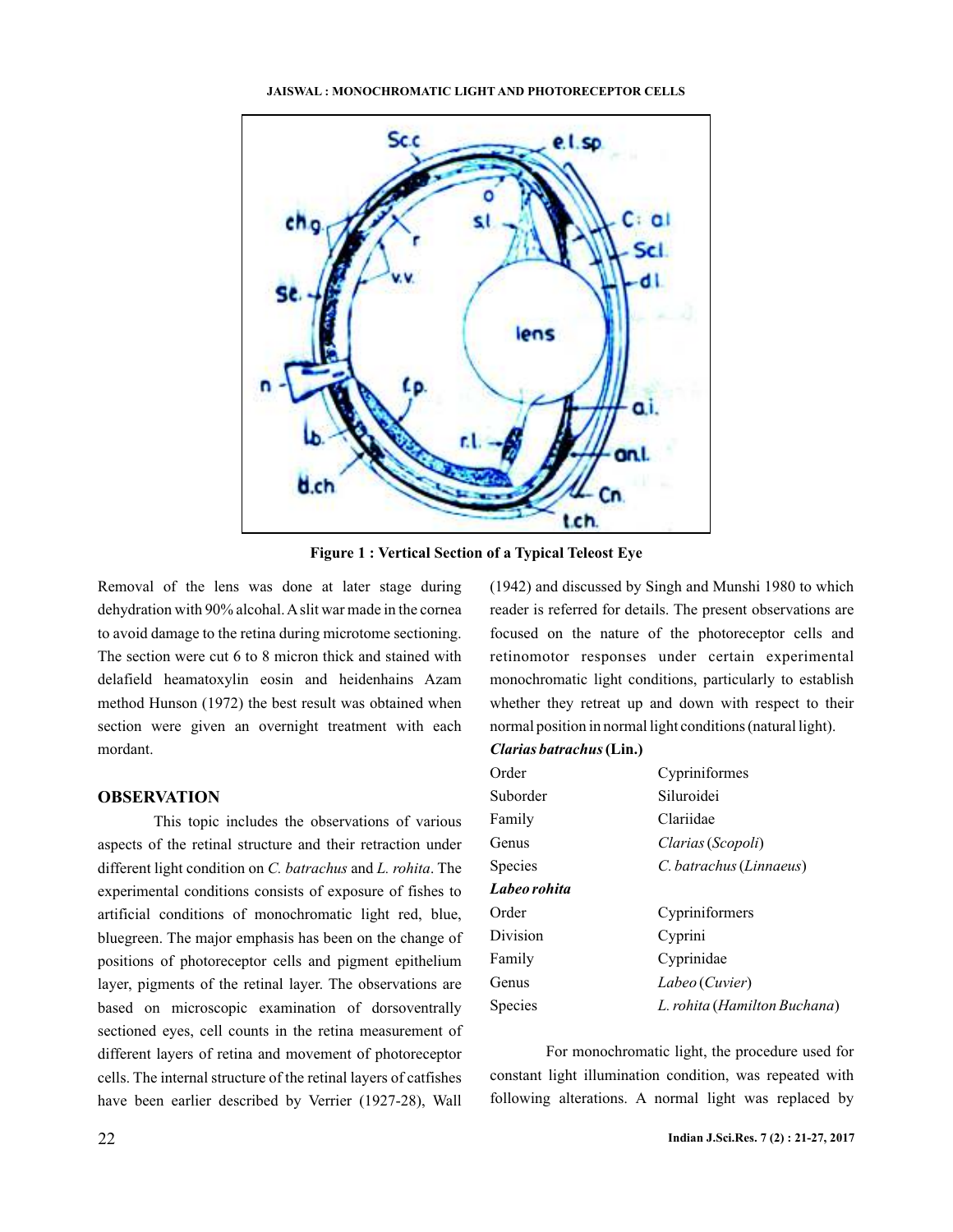Figure 1 : Vertical Section of a Typical Teleost Eye

Removal of the lens was done at later stage during dehydration with 90% alcohol. A slit war made in the cornea to avoid damage to the retina during microtome sectioning. The section were cut 6 to 8 micron thick and stained with delafield heamatoxylin eosin and heidenhains Azam method Hunson (1972) the best result was obtained when section were given an overnight treatment with each mordant.

## OBSERVATION

This topic includes the observations of various aspects of the retinal structure and their retraction under different light condition on *C. batrachus* and *L. rohita*. The experimental conditions consists of exposure of fishes to artificial conditions of monochromatic light red, blue, bluegreen. The major emphasis has been on the change of positions of photoreceptor cells and pigment epithelium layer, pigments of the retinal layer. The observations are based on microscopic examination of dorsoventrally sectioned eyes, cell counts in the retina measurement of different layers of retina and movement of photoreceptor cells. The internal structure of the retinal layers of catfishes have been earlier described by Verrier (1927-28), Wall (1942) and discussed by Singh and Munshi 1980 to which reader is referred for details. The present observations are focused on the nature of the photoreceptor cells and retinomotor responses under certain experimental monochromatic light conditions, particularly to establish whether they retreat up and down with respect to their normal position in normal light conditions (natural light).

***Clarias batrachus* (Lin.)**

| | |
|---|---|
| Order | Cypriniformes |
| Suborder | Siluroidei |
| Family | Clariidae |
| Genus | *Clarias* (*Scopoli*) |
| Species | *C. batrachus* (*Linnaeus*) |

***Labeo rohita***

| | |
|---|---|
| Order | Cypriniformers |
| Division | Cyprini |
| Family | Cyprinidae |
| Genus | *Labeo* (*Cuvier*) |
| Species | *L. rohita* (*Hamilton Buchana*) |

For monochromatic light, the procedure used for constant light illumination condition, was repeated with following alterations. A normal light was replaced by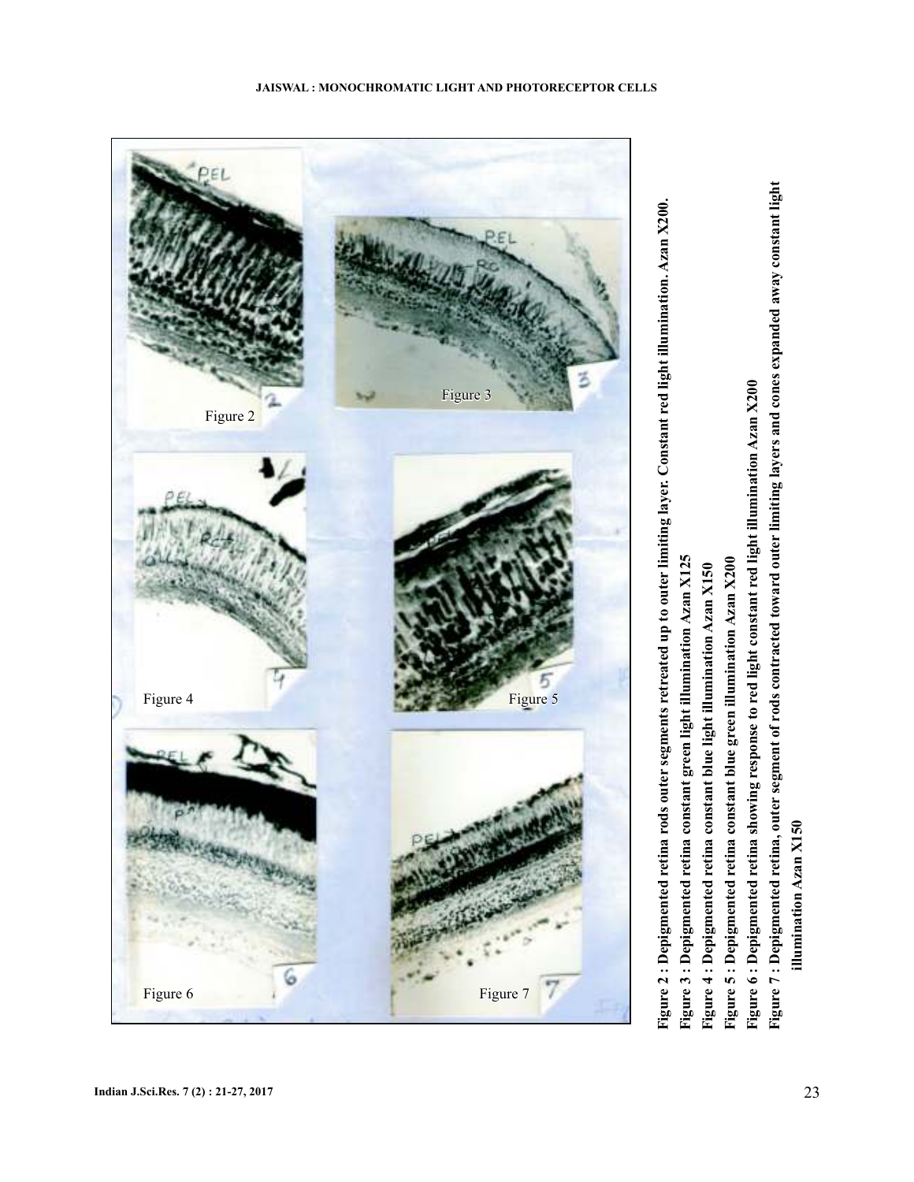Figure 2 : Depigmented retina rods outer segments retreated up to outer limiting layer. Constant red light illumination. Azan X200.

Figure 3 : Depigmented retina constant green light illumination Azan X125

Figure 4 : Depigmented retina constant blue light illumination Azan X150

Figure 5 : Depigmented retina constant blue green illumination Azan X200

Figure 6 : Depigmented retina showing response to red light constant red light illumination Azan X200

Figure 7 : Depigmented retina, outer segment of rods contracted toward outer limiting layers and cones expanded away constant light illumination Azan X150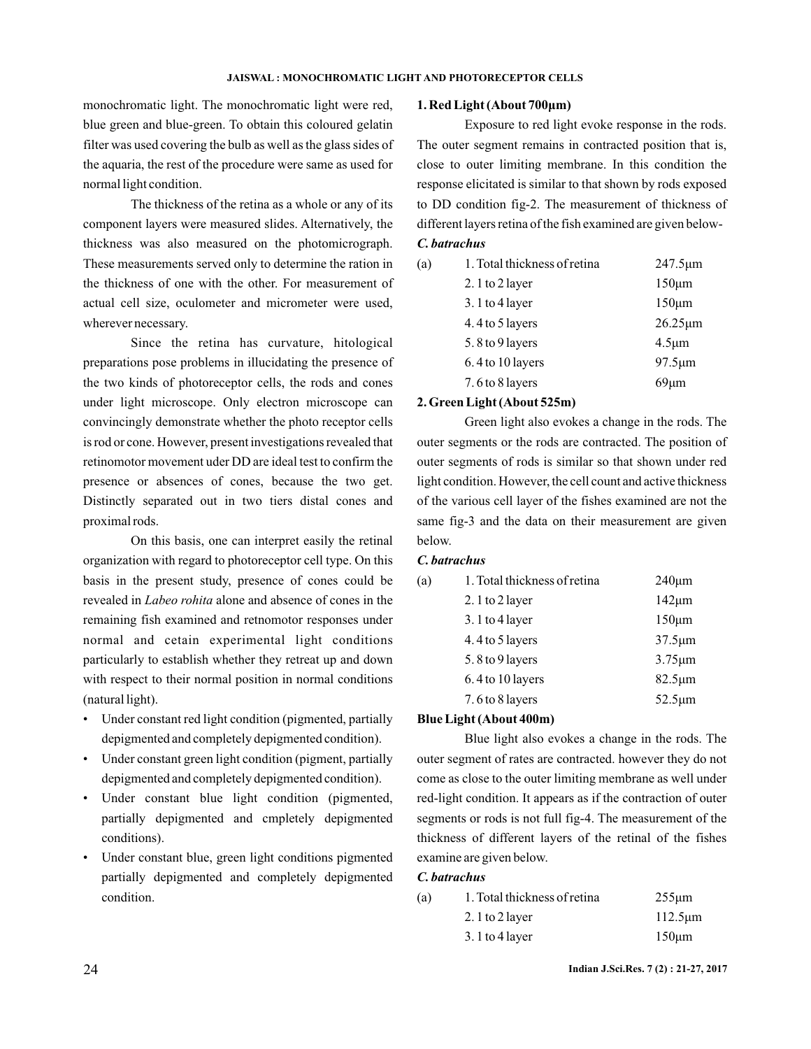monochromatic light. The monochromatic light were red, blue green and blue-green. To obtain this coloured gelatin filter was used covering the bulb as well as the glass sides of the aquaria, the rest of the procedure were same as used for normal light condition.

The thickness of the retina as a whole or any of its component layers were measured slides. Alternatively, the thickness was also measured on the photomicrograph. These measurements served only to determine the ration in the thickness of one with the other. For measurement of actual cell size, oculometer and micrometer were used, wherever necessary.

Since the retina has curvature, hitological preparations pose problems in illucidating the presence of the two kinds of photoreceptor cells, the rods and cones under light microscope. Only electron microscope can convincingly demonstrate whether the photo receptor cells is rod or cone. However, present investigations revealed that retinomotor movement uder DD are ideal test to confirm the presence or absences of cones, because the two get. Distinctly separated out in two tiers distal cones and proximal rods.

On this basis, one can interpret easily the retinal organization with regard to photoreceptor cell type. On this basis in the present study, presence of cones could be revealed in *Labeo rohita* alone and absence of cones in the remaining fish examined and retnomotor responses under normal and cetain experimental light conditions particularly to establish whether they retreat up and down with respect to their normal position in normal conditions (natural light).

- Under constant red light condition (pigmented, partially depigmented and completely depigmented condition).
- Under constant green light condition (pigment, partially depigmented and completely depigmented condition).
- Under constant blue light condition (pigmented, partially depigmented and cmpletely depigmented conditions).
- Under constant blue, green light conditions pigmented partially depigmented and completely depigmented condition.

**1. Red Light (About 700µm)**

Exposure to red light evoke response in the rods. The outer segment remains in contracted position that is, close to outer limiting membrane. In this condition the response elicitated is similar to that shown by rods exposed to DD condition fig-2. The measurement of thickness of different layers retina of the fish examined are given below-

***C. batrachus***

| (a) | 1. Total thickness of retina | 247.5µm |
|---|---|---|
| | 2. 1 to 2 layer | 150µm |
| | 3. 1 to 4 layer | 150µm |
| | 4. 4 to 5 layers | 26.25µm |
| | 5. 8 to 9 layers | 4.5µm |
| | 6. 4 to 10 layers | 97.5µm |
| | 7. 6 to 8 layers | 69µm |

**2. Green Light (About 525m)**

Green light also evokes a change in the rods. The outer segments or the rods are contracted. The position of outer segments of rods is similar so that shown under red light condition. However, the cell count and active thickness of the various cell layer of the fishes examined are not the same fig-3 and the data on their measurement are given below.

***C. batrachus***

| (a) | 1. Total thickness of retina | 240µm |
|---|---|---|
| | 2. 1 to 2 layer | 142µm |
| | 3. 1 to 4 layer | 150µm |
| | 4. 4 to 5 layers | 37.5µm |
| | 5. 8 to 9 layers | 3.75µm |
| | 6. 4 to 10 layers | 82.5µm |
| | 7. 6 to 8 layers | 52.5µm |

**Blue Light (About 400m)**

Blue light also evokes a change in the rods. The outer segment of rates are contracted. however they do not come as close to the outer limiting membrane as well under red-light condition. It appears as if the contraction of outer segments or rods is not full fig-4. The measurement of the thickness of different layers of the retinal of the fishes examine are given below.

***C. batrachus***

| (a) | 1. Total thickness of retina | 255µm |
|---|---|---|
| | 2. 1 to 2 layer | 112.5µm |
| | 3. 1 to 4 layer | 150µm |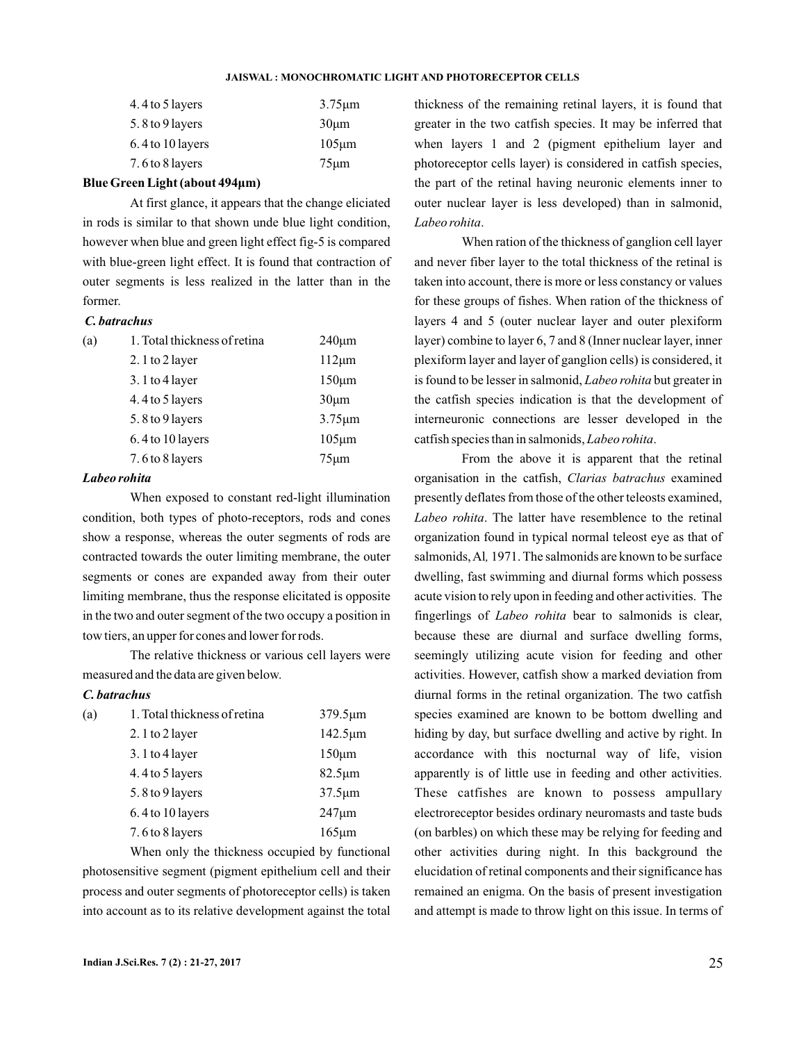| | | |
|---|---|---|
| | 4. 4 to 5 layers | 3.75µm |
| | 5. 8 to 9 layers | 30µm |
| | 6. 4 to 10 layers | 105µm |
| | 7. 6 to 8 layers | 75µm |

**Blue Green Light (about 494µm)**

At first glance, it appears that the change eliciated in rods is similar to that shown unde blue light condition, however when blue and green light effect fig-5 is compared with blue-green light effect. It is found that contraction of outer segments is less realized in the latter than in the former.

***C. batrachus***

| | | |
|---|---|---|
| (a) | 1. Total thickness of retina | 240µm |
| | 2. 1 to 2 layer | 112µm |
| | 3. 1 to 4 layer | 150µm |
| | 4. 4 to 5 layers | 30µm |
| | 5. 8 to 9 layers | 3.75µm |
| | 6. 4 to 10 layers | 105µm |
| | 7. 6 to 8 layers | 75µm |

***Labeo rohita***

When exposed to constant red-light illumination condition, both types of photo-receptors, rods and cones show a response, whereas the outer segments of rods are contracted towards the outer limiting membrane, the outer segments or cones are expanded away from their outer limiting membrane, thus the response elicitated is opposite in the two and outer segment of the two occupy a position in tow tiers, an upper for cones and lower for rods.

The relative thickness or various cell layers were measured and the data are given below.

***C. batrachus***

| | | |
|---|---|---|
| (a) | 1. Total thickness of retina | 379.5µm |
| | 2. 1 to 2 layer | 142.5µm |
| | 3. 1 to 4 layer | 150µm |
| | 4. 4 to 5 layers | 82.5µm |
| | 5. 8 to 9 layers | 37.5µm |
| | 6. 4 to 10 layers | 247µm |
| | 7. 6 to 8 layers | 165µm |

When only the thickness occupied by functional photosensitive segment (pigment epithelium cell and their process and outer segments of photoreceptor cells) is taken into account as to its relative development against the total thickness of the remaining retinal layers, it is found that greater in the two catfish species. It may be inferred that when layers 1 and 2 (pigment epithelium layer and photoreceptor cells layer) is considered in catfish species, the part of the retinal having neuronic elements inner to outer nuclear layer is less developed) than in salmonid, *Labeo rohita*.

When ration of the thickness of ganglion cell layer and never fiber layer to the total thickness of the retinal is taken into account, there is more or less constancy or values for these groups of fishes. When ration of the thickness of layers 4 and 5 (outer nuclear layer and outer plexiform layer) combine to layer 6, 7 and 8 (Inner nuclear layer, inner plexiform layer and layer of ganglion cells) is considered, it is found to be lesser in salmonid, *Labeo rohita* but greater in the catfish species indication is that the development of interneuronic connections are lesser developed in the catfish species than in salmonids, *Labeo rohita*.

From the above it is apparent that the retinal organisation in the catfish, *Clarias batrachus* examined presently deflates from those of the other teleosts examined, *Labeo rohita*. The latter have resemblence to the retinal organization found in typical normal teleost eye as that of salmonids, Al*,* 1971. The salmonids are known to be surface dwelling, fast swimming and diurnal forms which possess acute vision to rely upon in feeding and other activities. The fingerlings of *Labeo rohita* bear to salmonids is clear, because these are diurnal and surface dwelling forms, seemingly utilizing acute vision for feeding and other activities. However, catfish show a marked deviation from diurnal forms in the retinal organization. The two catfish species examined are known to be bottom dwelling and hiding by day, but surface dwelling and active by right. In accordance with this nocturnal way of life, vision apparently is of little use in feeding and other activities. These catfishes are known to possess ampullary electroreceptor besides ordinary neuromasts and taste buds (on barbles) on which these may be relying for feeding and other activities during night. In this background the elucidation of retinal components and their significance has remained an enigma. On the basis of present investigation and attempt is made to throw light on this issue. In terms of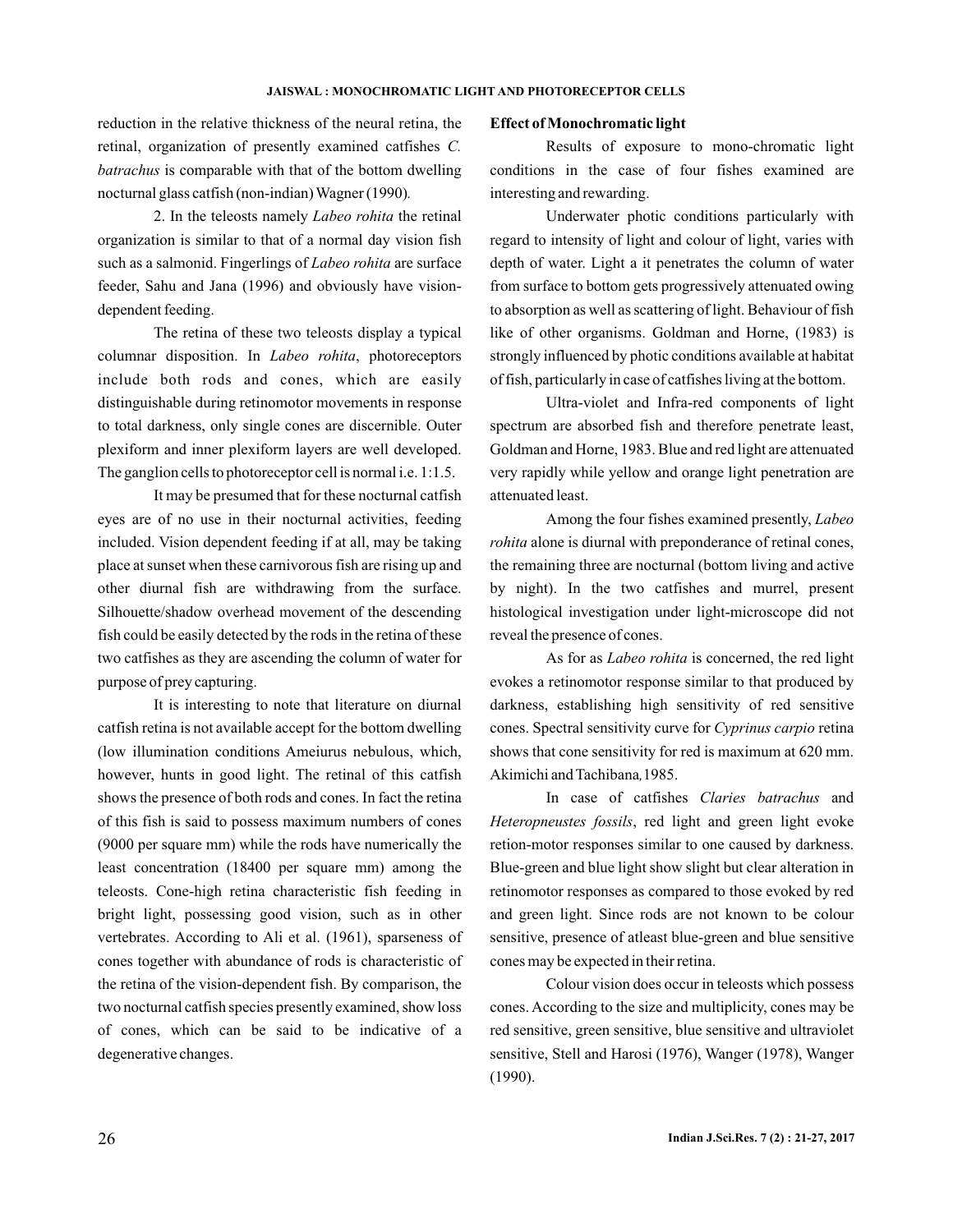reduction in the relative thickness of the neural retina, the retinal, organization of presently examined catfishes *C. batrachus* is comparable with that of the bottom dwelling nocturnal glass catfish (non-indian) Wagner (1990).

2. In the teleosts namely *Labeo rohita* the retinal organization is similar to that of a normal day vision fish such as a salmonid. Fingerlings of *Labeo rohita* are surface feeder, Sahu and Jana (1996) and obviously have vision-dependent feeding.

The retina of these two teleosts display a typical columnar disposition. In *Labeo rohita*, photoreceptors include both rods and cones, which are easily distinguishable during retinomotor movements in response to total darkness, only single cones are discernible. Outer plexiform and inner plexiform layers are well developed. The ganglion cells to photoreceptor cell is normal i.e. 1:1.5.

It may be presumed that for these nocturnal catfish eyes are of no use in their nocturnal activities, feeding included. Vision dependent feeding if at all, may be taking place at sunset when these carnivorous fish are rising up and other diurnal fish are withdrawing from the surface. Silhouette/shadow overhead movement of the descending fish could be easily detected by the rods in the retina of these two catfishes as they are ascending the column of water for purpose of prey capturing.

It is interesting to note that literature on diurnal catfish retina is not available accept for the bottom dwelling (low illumination conditions Ameiurus nebulous, which, however, hunts in good light. The retinal of this catfish shows the presence of both rods and cones. In fact the retina of this fish is said to possess maximum numbers of cones (9000 per square mm) while the rods have numerically the least concentration (18400 per square mm) among the teleosts. Cone-high retina characteristic fish feeding in bright light, possessing good vision, such as in other vertebrates. According to Ali et al. (1961), sparseness of cones together with abundance of rods is characteristic of the retina of the vision-dependent fish. By comparison, the two nocturnal catfish species presently examined, show loss of cones, which can be said to be indicative of a degenerative changes.

**Effect of Monochromatic light**

Results of exposure to mono-chromatic light conditions in the case of four fishes examined are interesting and rewarding.

Underwater photic conditions particularly with regard to intensity of light and colour of light, varies with depth of water. Light a it penetrates the column of water from surface to bottom gets progressively attenuated owing to absorption as well as scattering of light. Behaviour of fish like of other organisms. Goldman and Horne, (1983) is strongly influenced by photic conditions available at habitat of fish, particularly in case of catfishes living at the bottom.

Ultra-violet and Infra-red components of light spectrum are absorbed fish and therefore penetrate least, Goldman and Horne, 1983. Blue and red light are attenuated very rapidly while yellow and orange light penetration are attenuated least.

Among the four fishes examined presently, *Labeo rohita* alone is diurnal with preponderance of retinal cones, the remaining three are nocturnal (bottom living and active by night). In the two catfishes and murrel, present histological investigation under light-microscope did not reveal the presence of cones.

As for as *Labeo rohita* is concerned, the red light evokes a retinomotor response similar to that produced by darkness, establishing high sensitivity of red sensitive cones. Spectral sensitivity curve for *Cyprinus carpio* retina shows that cone sensitivity for red is maximum at 620 mm. Akimichi and Tachibana, 1985.

In case of catfishes *Claries batrachus* and *Heteropneustes fossils*, red light and green light evoke retion-motor responses similar to one caused by darkness. Blue-green and blue light show slight but clear alteration in retinomotor responses as compared to those evoked by red and green light. Since rods are not known to be colour sensitive, presence of atleast blue-green and blue sensitive cones may be expected in their retina.

Colour vision does occur in teleosts which possess cones. According to the size and multiplicity, cones may be red sensitive, green sensitive, blue sensitive and ultraviolet sensitive, Stell and Harosi (1976), Wanger (1978), Wanger (1990).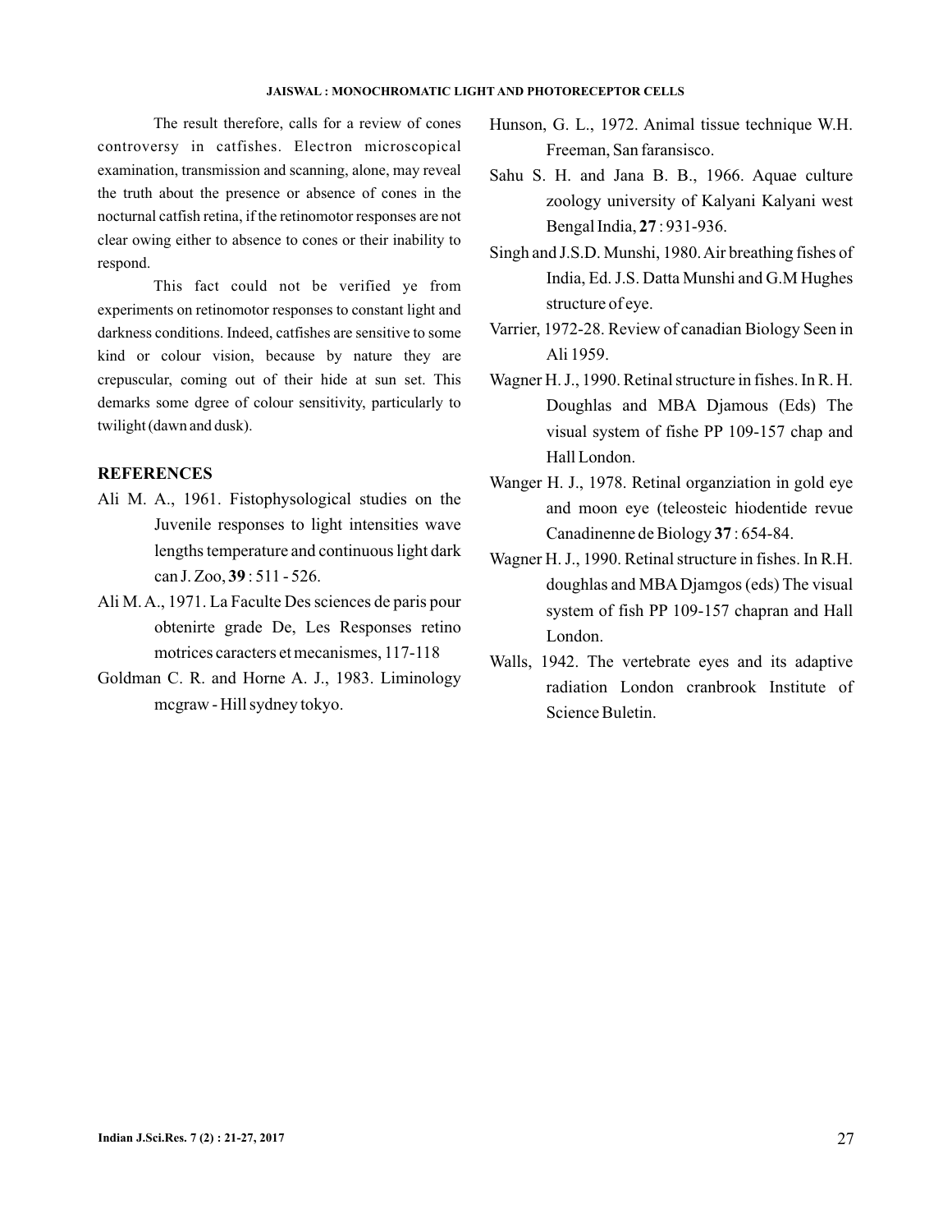The result therefore, calls for a review of cones controversy in catfishes. Electron microscopical examination, transmission and scanning, alone, may reveal the truth about the presence or absence of cones in the nocturnal catfish retina, if the retinomotor responses are not clear owing either to absence to cones or their inability to respond.

This fact could not be verified ye from experiments on retinomotor responses to constant light and darkness conditions. Indeed, catfishes are sensitive to some kind or colour vision, because by nature they are crepuscular, coming out of their hide at sun set. This demarks some dgree of colour sensitivity, particularly to twilight (dawn and dusk).

## REFERENCES

Ali M. A., 1961. Fistophysological studies on the Juvenile responses to light intensities wave lengths temperature and continuous light dark can J. Zoo, **39** : 511 - 526.

Ali M. A., 1971. La Faculte Des sciences de paris pour obtenirte grade De, Les Responses retino motrices caracters et mecanismes, 117-118

Goldman C. R. and Horne A. J., 1983. Liminology mcgraw - Hill sydney tokyo.

Hunson, G. L., 1972. Animal tissue technique W.H. Freeman, San faransisco.

Sahu S. H. and Jana B. B., 1966. Aquae culture zoology university of Kalyani Kalyani west Bengal India, **27** : 931-936.

Singh and J.S.D. Munshi, 1980. Air breathing fishes of India, Ed. J.S. Datta Munshi and G.M Hughes structure of eye.

Varrier, 1972-28. Review of canadian Biology Seen in Ali 1959.

Wagner H. J., 1990. Retinal structure in fishes. In R. H. Doughlas and MBA Djamous (Eds) The visual system of fishe PP 109-157 chap and Hall London.

Wanger H. J., 1978. Retinal organziation in gold eye and moon eye (teleosteic hiodentide revue Canadinenne de Biology **37** : 654-84.

Wagner H. J., 1990. Retinal structure in fishes. In R.H. doughlas and MBA Djamgos (eds) The visual system of fish PP 109-157 chapran and Hall London.

Walls, 1942. The vertebrate eyes and its adaptive radiation London cranbrook Institute of Science Buletin.